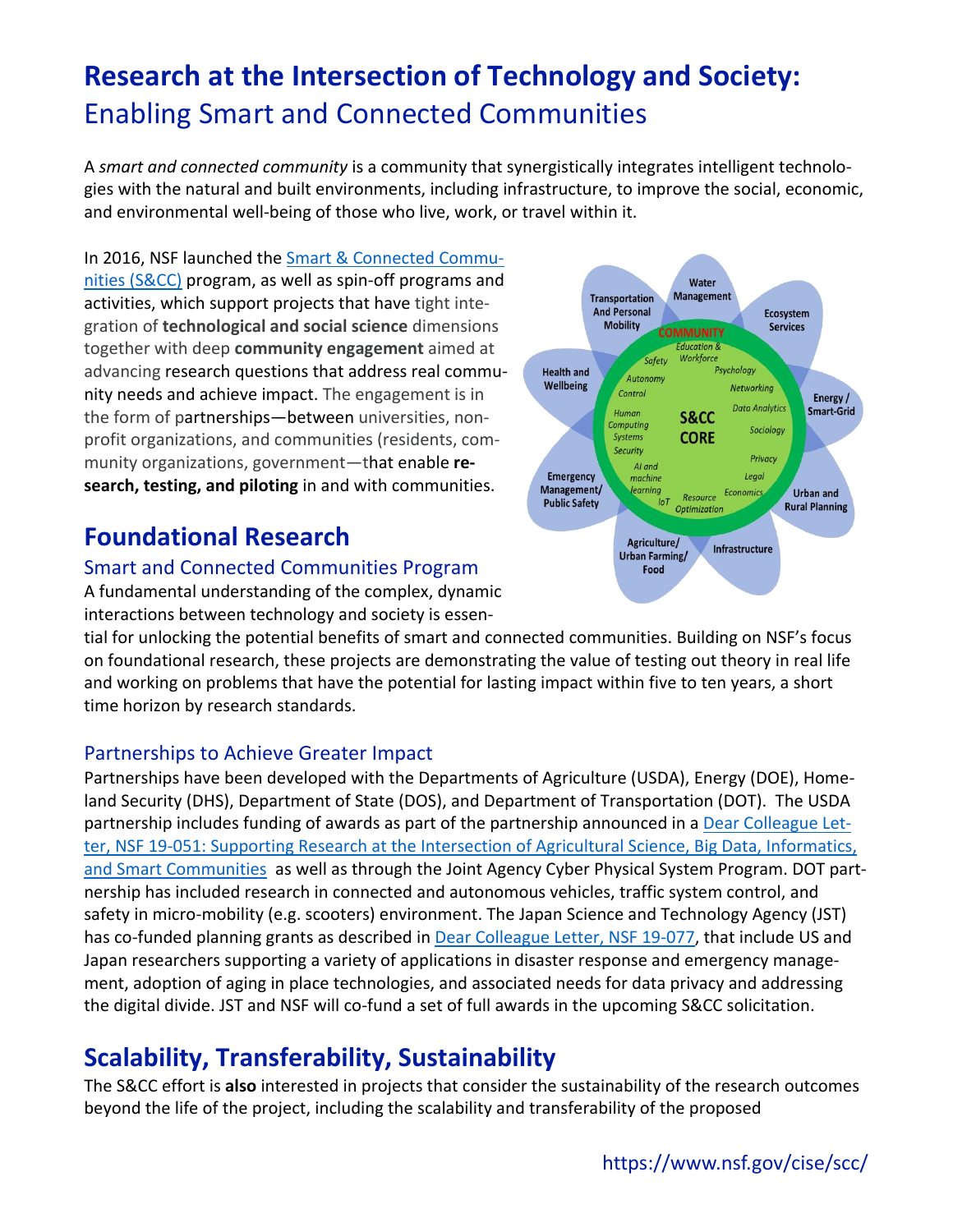# Research at the Intersection of Technology and Society:

## Enabling Smart and Connected Communities

A *smart and connected community* is a community that synergistically integrates intelligent technologies with the natural and built environments, including infrastructure, to improve the social, economic, and environmental well-being of those who live, work, or travel within it.

In 2016, NSF launched the [Smart & Connected Communities (S&CC)](https://www.nsf.gov/cise/scc/) program, as well as spin-off programs and activities, which support projects that have tight integration of **technological and social science** dimensions together with deep **community engagement** aimed at advancing research questions that address real community needs and achieve impact. The engagement is in the form of partnerships—between universities, non-profit organizations, and communities (residents, community organizations, government—that enable **research, testing, and piloting** in and with communities.

## Foundational Research

### Smart and Connected Communities Program

A fundamental understanding of the complex, dynamic interactions between technology and society is essential for unlocking the potential benefits of smart and connected communities. Building on NSF's focus on foundational research, these projects are demonstrating the value of testing out theory in real life and working on problems that have the potential for lasting impact within five to ten years, a short time horizon by research standards.

### Partnerships to Achieve Greater Impact

Partnerships have been developed with the Departments of Agriculture (USDA), Energy (DOE), Homeland Security (DHS), Department of State (DOS), and Department of Transportation (DOT). The USDA partnership includes funding of awards as part of the partnership announced in a Dear Colleague Letter, NSF 19-051: Supporting Research at the Intersection of Agricultural Science, Big Data, Informatics, and Smart Communities as well as through the Joint Agency Cyber Physical System Program. DOT partnership has included research in connected and autonomous vehicles, traffic system control, and safety in micro-mobility (e.g. scooters) environment. The Japan Science and Technology Agency (JST) has co-funded planning grants as described in Dear Colleague Letter, NSF 19-077, that include US and Japan researchers supporting a variety of applications in disaster response and emergency management, adoption of aging in place technologies, and associated needs for data privacy and addressing the digital divide. JST and NSF will co-fund a set of full awards in the upcoming S&CC solicitation.

## Scalability, Transferability, Sustainability

The S&CC effort is **also** interested in projects that consider the sustainability of the research outcomes beyond the life of the project, including the scalability and transferability of the proposed

https://www.nsf.gov/cise/scc/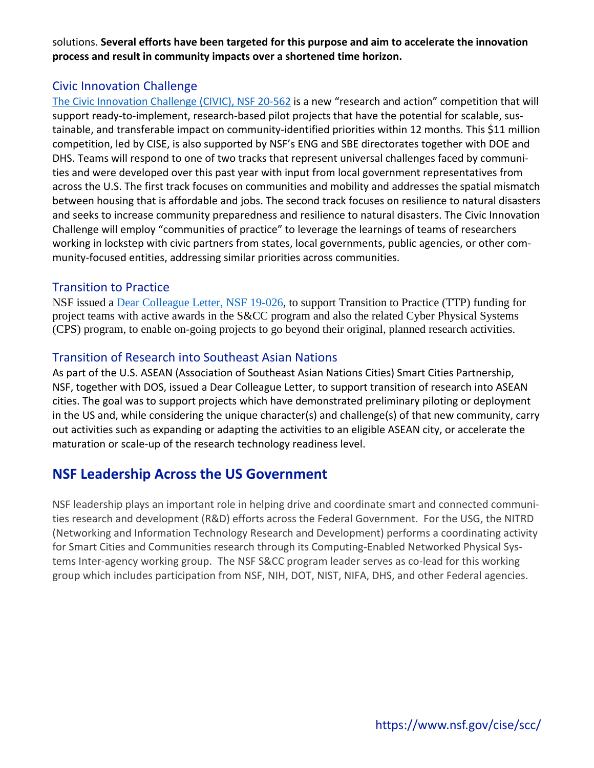solutions. **Several efforts have been targeted for this purpose and aim to accelerate the innovation process and result in community impacts over a shortened time horizon.**

### Civic Innovation Challenge

The Civic Innovation Challenge (CIVIC), NSF 20-562 is a new "research and action" competition that will support ready-to-implement, research-based pilot projects that have the potential for scalable, sustainable, and transferable impact on community-identified priorities within 12 months. This $11 million competition, led by CISE, is also supported by NSF's ENG and SBE directorates together with DOE and DHS. Teams will respond to one of two tracks that represent universal challenges faced by communities and were developed over this past year with input from local government representatives from across the U.S. The first track focuses on communities and mobility and addresses the spatial mismatch between housing that is affordable and jobs. The second track focuses on resilience to natural disasters and seeks to increase community preparedness and resilience to natural disasters. The Civic Innovation Challenge will employ "communities of practice" to leverage the learnings of teams of researchers working in lockstep with civic partners from states, local governments, public agencies, or other community-focused entities, addressing similar priorities across communities.

### Transition to Practice

NSF issued a Dear Colleague Letter, NSF 19-026, to support Transition to Practice (TTP) funding for project teams with active awards in the S&CC program and also the related Cyber Physical Systems (CPS) program, to enable on-going projects to go beyond their original, planned research activities.

### Transition of Research into Southeast Asian Nations

As part of the U.S. ASEAN (Association of Southeast Asian Nations Cities) Smart Cities Partnership, NSF, together with DOS, issued a Dear Colleague Letter, to support transition of research into ASEAN cities. The goal was to support projects which have demonstrated preliminary piloting or deployment in the US and, while considering the unique character(s) and challenge(s) of that new community, carry out activities such as expanding or adapting the activities to an eligible ASEAN city, or accelerate the maturation or scale-up of the research technology readiness level.

## NSF Leadership Across the US Government

NSF leadership plays an important role in helping drive and coordinate smart and connected communities research and development (R&D) efforts across the Federal Government. For the USG, the NITRD (Networking and Information Technology Research and Development) performs a coordinating activity for Smart Cities and Communities research through its Computing-Enabled Networked Physical Systems Inter-agency working group. The NSF S&CC program leader serves as co-lead for this working group which includes participation from NSF, NIH, DOT, NIST, NIFA, DHS, and other Federal agencies.

https://www.nsf.gov/cise/scc/